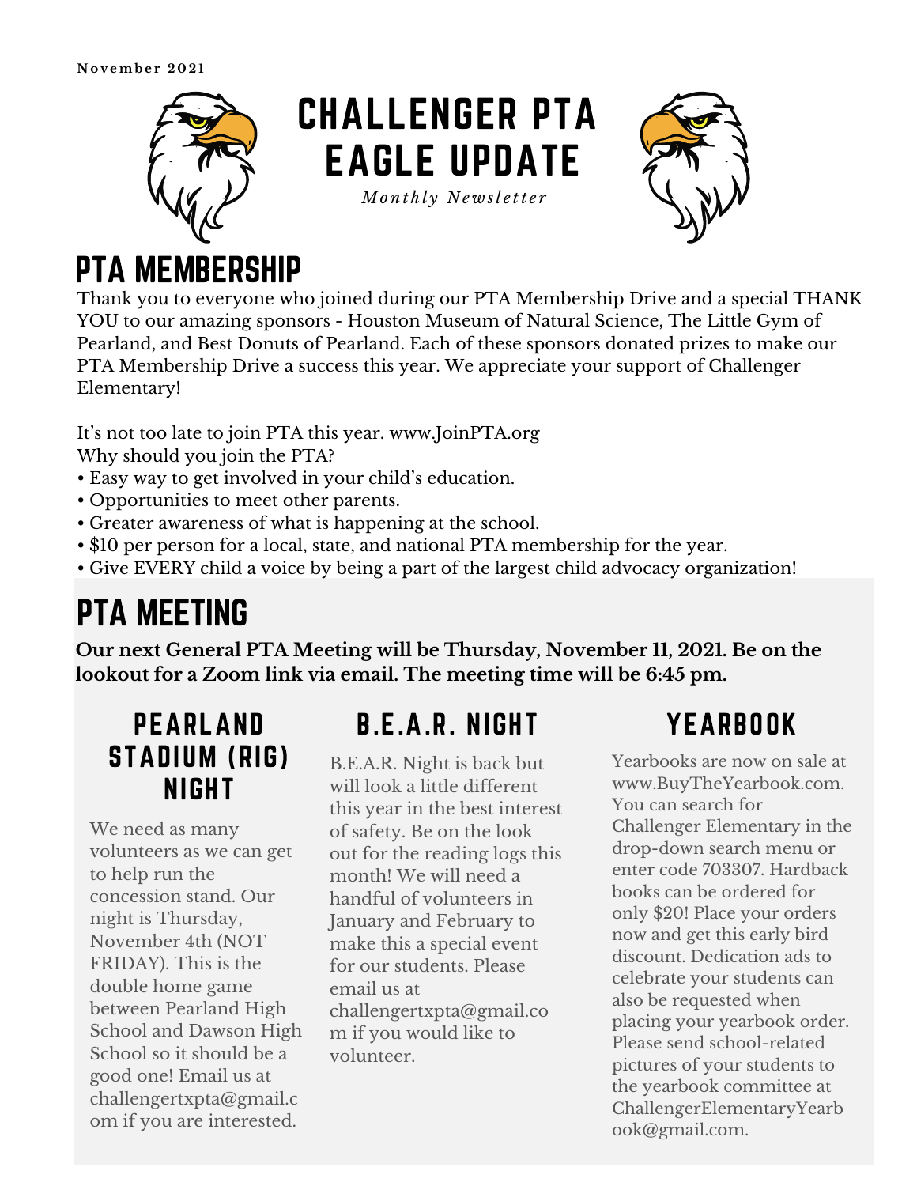November 2021

# CHALLENGER PTA EAGLE UPDATE

*Monthly Newsletter*

## PTA MEMBERSHIP

Thank you to everyone who joined during our PTA Membership Drive and a special THANK YOU to our amazing sponsors - Houston Museum of Natural Science, The Little Gym of Pearland, and Best Donuts of Pearland. Each of these sponsors donated prizes to make our PTA Membership Drive a success this year. We appreciate your support of Challenger Elementary!

It's not too late to join PTA this year. www.JoinPTA.org
Why should you join the PTA?

- Easy way to get involved in your child's education.
- Opportunities to meet other parents.
- Greater awareness of what is happening at the school.
- $10 per person for a local, state, and national PTA membership for the year.
- Give EVERY child a voice by being a part of the largest child advocacy organization!

## PTA MEETING

**Our next General PTA Meeting will be Thursday, November 11, 2021. Be on the lookout for a Zoom link via email. The meeting time will be 6:45 pm.**

### PEARLAND STADIUM (RIG) NIGHT

We need as many volunteers as we can get to help run the concession stand. Our night is Thursday, November 4th (NOT FRIDAY). This is the double home game between Pearland High School and Dawson High School so it should be a good one! Email us at challengertxpta@gmail.com if you are interested.

### B.E.A.R. NIGHT

B.E.A.R. Night is back but will look a little different this year in the best interest of safety. Be on the look out for the reading logs this month! We will need a handful of volunteers in January and February to make this a special event for our students. Please email us at challengertxpta@gmail.com if you would like to volunteer.

### YEARBOOK

Yearbooks are now on sale at www.BuyTheYearbook.com. You can search for Challenger Elementary in the drop-down search menu or enter code 703307. Hardback books can be ordered for only $20! Place your orders now and get this early bird discount. Dedication ads to celebrate your students can also be requested when placing your yearbook order. Please send school-related pictures of your students to the yearbook committee at ChallengerElementaryYearbook@gmail.com.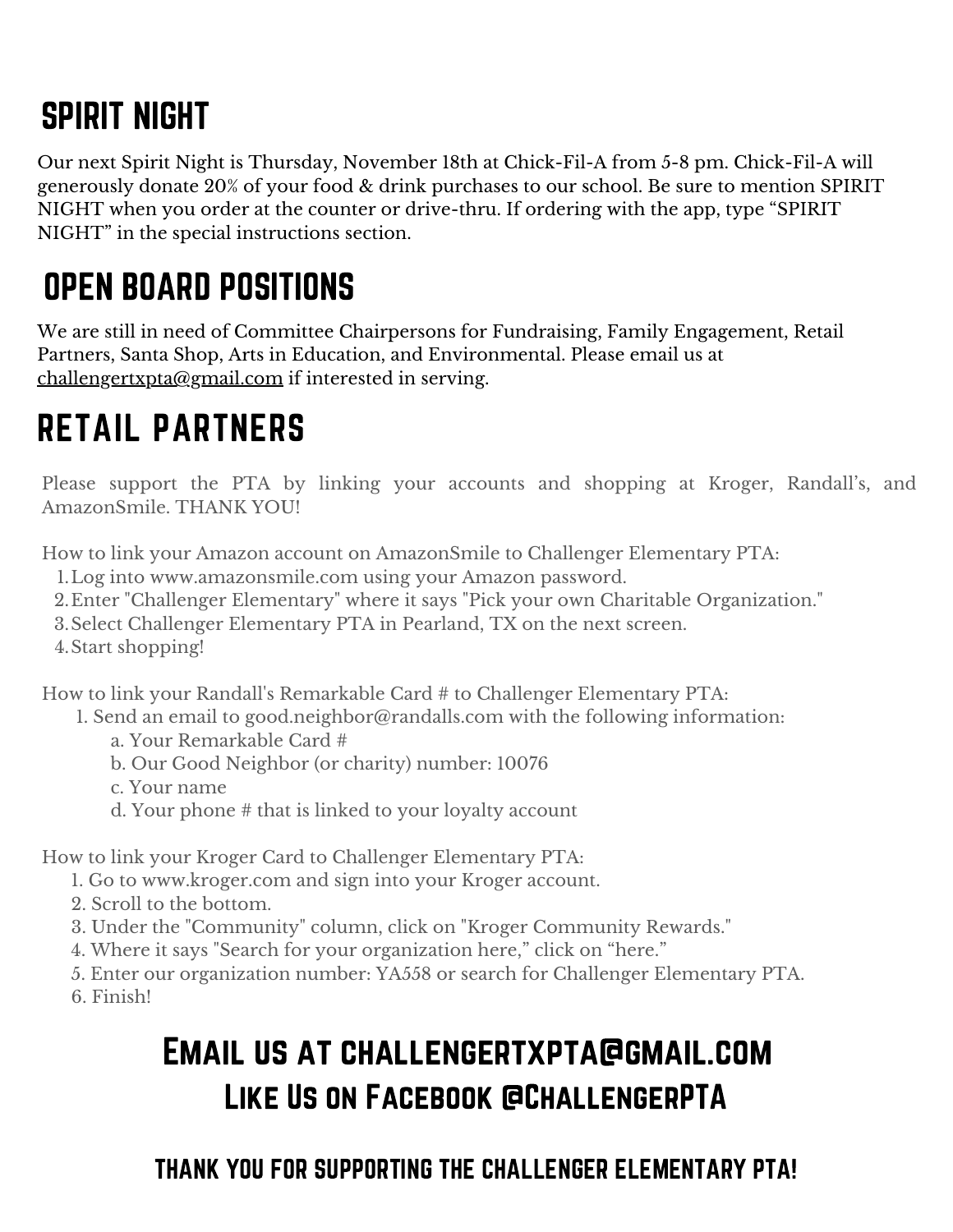## SPIRIT NIGHT

Our next Spirit Night is Thursday, November 18th at Chick-Fil-A from 5-8 pm. Chick-Fil-A will generously donate 20% of your food & drink purchases to our school. Be sure to mention SPIRIT NIGHT when you order at the counter or drive-thru. If ordering with the app, type "SPIRIT NIGHT" in the special instructions section.

## OPEN BOARD POSITIONS

We are still in need of Committee Chairpersons for Fundraising, Family Engagement, Retail Partners, Santa Shop, Arts in Education, and Environmental. Please email us at challengertxpta@gmail.com if interested in serving.

## RETAIL PARTNERS

Please support the PTA by linking your accounts and shopping at Kroger, Randall's, and AmazonSmile. THANK YOU!

How to link your Amazon account on AmazonSmile to Challenger Elementary PTA:

1. Log into www.amazonsmile.com using your Amazon password.
2. Enter "Challenger Elementary" where it says "Pick your own Charitable Organization."
3. Select Challenger Elementary PTA in Pearland, TX on the next screen.
4. Start shopping!

How to link your Randall's Remarkable Card # to Challenger Elementary PTA:

1. Send an email to good.neighbor@randalls.com with the following information:
   a. Your Remarkable Card #
   b. Our Good Neighbor (or charity) number: 10076
   c. Your name
   d. Your phone # that is linked to your loyalty account

How to link your Kroger Card to Challenger Elementary PTA:

1. Go to www.kroger.com and sign into your Kroger account.
2. Scroll to the bottom.
3. Under the "Community" column, click on "Kroger Community Rewards."
4. Where it says "Search for your organization here," click on "here."
5. Enter our organization number: YA558 or search for Challenger Elementary PTA.
6. Finish!

## Email us at challengertxpta@gmail.com
## Like Us on Facebook @ChallengerPTA

### THANK YOU FOR SUPPORTING THE CHALLENGER ELEMENTARY PTA!